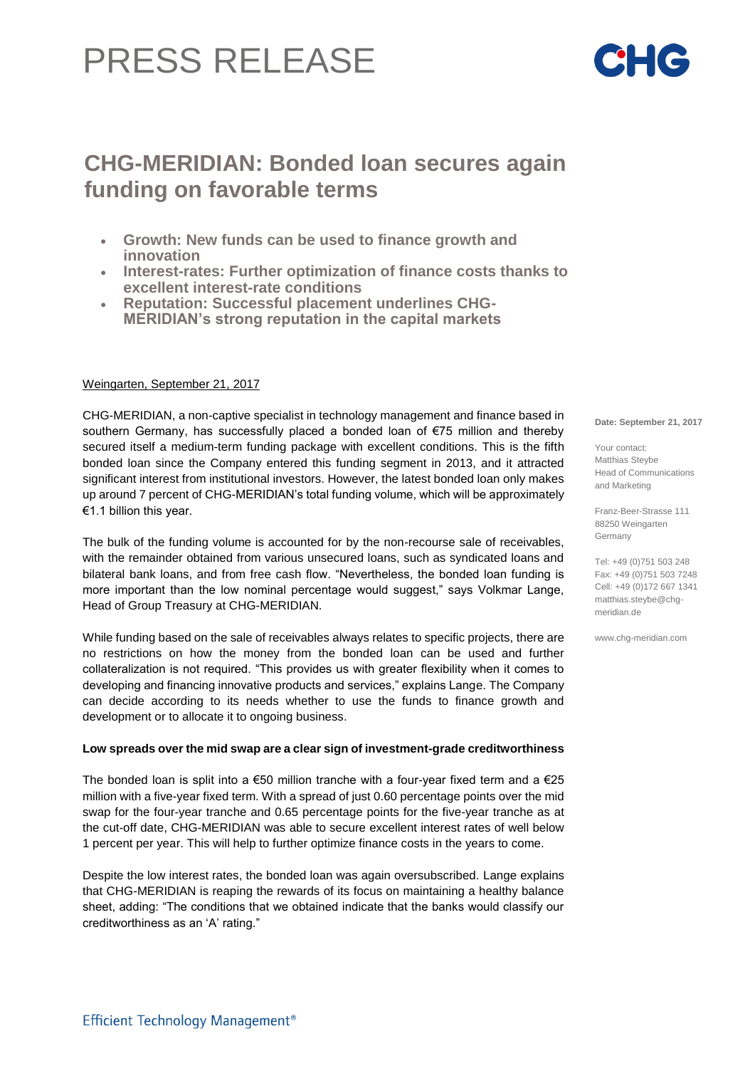# PRESS RELEASE

## CHG-MERIDIAN: Bonded loan secures again funding on favorable terms

- **Growth: New funds can be used to finance growth and innovation**
- **Interest-rates: Further optimization of finance costs thanks to excellent interest-rate conditions**
- **Reputation: Successful placement underlines CHG-MERIDIAN's strong reputation in the capital markets**

Weingarten, September 21, 2017

CHG-MERIDIAN, a non-captive specialist in technology management and finance based in southern Germany, has successfully placed a bonded loan of €75 million and thereby secured itself a medium-term funding package with excellent conditions. This is the fifth bonded loan since the Company entered this funding segment in 2013, and it attracted significant interest from institutional investors. However, the latest bonded loan only makes up around 7 percent of CHG-MERIDIAN's total funding volume, which will be approximately €1.1 billion this year.

The bulk of the funding volume is accounted for by the non-recourse sale of receivables, with the remainder obtained from various unsecured loans, such as syndicated loans and bilateral bank loans, and from free cash flow. "Nevertheless, the bonded loan funding is more important than the low nominal percentage would suggest," says Volkmar Lange, Head of Group Treasury at CHG-MERIDIAN.

While funding based on the sale of receivables always relates to specific projects, there are no restrictions on how the money from the bonded loan can be used and further collateralization is not required. "This provides us with greater flexibility when it comes to developing and financing innovative products and services," explains Lange. The Company can decide according to its needs whether to use the funds to finance growth and development or to allocate it to ongoing business.

**Low spreads over the mid swap are a clear sign of investment-grade creditworthiness**

The bonded loan is split into a €50 million tranche with a four-year fixed term and a €25 million with a five-year fixed term. With a spread of just 0.60 percentage points over the mid swap for the four-year tranche and 0.65 percentage points for the five-year tranche as at the cut-off date, CHG-MERIDIAN was able to secure excellent interest rates of well below 1 percent per year. This will help to further optimize finance costs in the years to come.

Despite the low interest rates, the bonded loan was again oversubscribed. Lange explains that CHG-MERIDIAN is reaping the rewards of its focus on maintaining a healthy balance sheet, adding: "The conditions that we obtained indicate that the banks would classify our creditworthiness as an 'A' rating."

**Date: September 21, 2017**

Your contact:
Matthias Steybe
Head of Communications and Marketing

Franz-Beer-Strasse 111
88250 Weingarten
Germany

Tel: +49 (0)751 503 248
Fax: +49 (0)751 503 7248
Cell: +49 (0)172 667 1341
matthias.steybe@chg-meridian.de

www.chg-meridian.com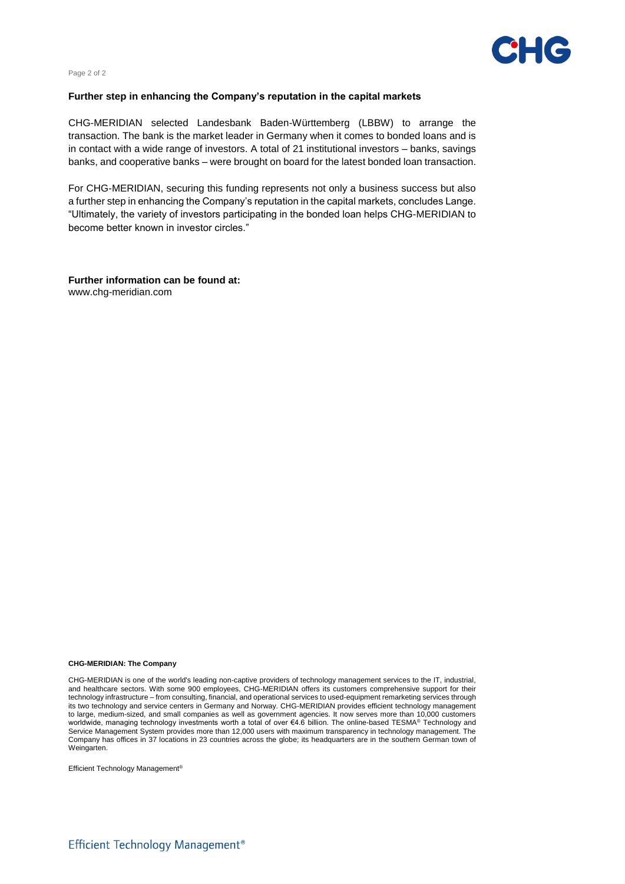### Further step in enhancing the Company's reputation in the capital markets

CHG-MERIDIAN selected Landesbank Baden-Württemberg (LBBW) to arrange the transaction. The bank is the market leader in Germany when it comes to bonded loans and is in contact with a wide range of investors. A total of 21 institutional investors – banks, savings banks, and cooperative banks – were brought on board for the latest bonded loan transaction.

For CHG-MERIDIAN, securing this funding represents not only a business success but also a further step in enhancing the Company's reputation in the capital markets, concludes Lange. "Ultimately, the variety of investors participating in the bonded loan helps CHG-MERIDIAN to become better known in investor circles."

**Further information can be found at:**
www.chg-meridian.com

**CHG-MERIDIAN: The Company**

CHG-MERIDIAN is one of the world's leading non-captive providers of technology management services to the IT, industrial, and healthcare sectors. With some 900 employees, CHG-MERIDIAN offers its customers comprehensive support for their technology infrastructure – from consulting, financial, and operational services to used-equipment remarketing services through its two technology and service centers in Germany and Norway. CHG-MERIDIAN provides efficient technology management to large, medium-sized, and small companies as well as government agencies. It now serves more than 10,000 customers worldwide, managing technology investments worth a total of over €4.6 billion. The online-based TESMA® Technology and Service Management System provides more than 12,000 users with maximum transparency in technology management. The Company has offices in 37 locations in 23 countries across the globe; its headquarters are in the southern German town of Weingarten.

Efficient Technology Management®